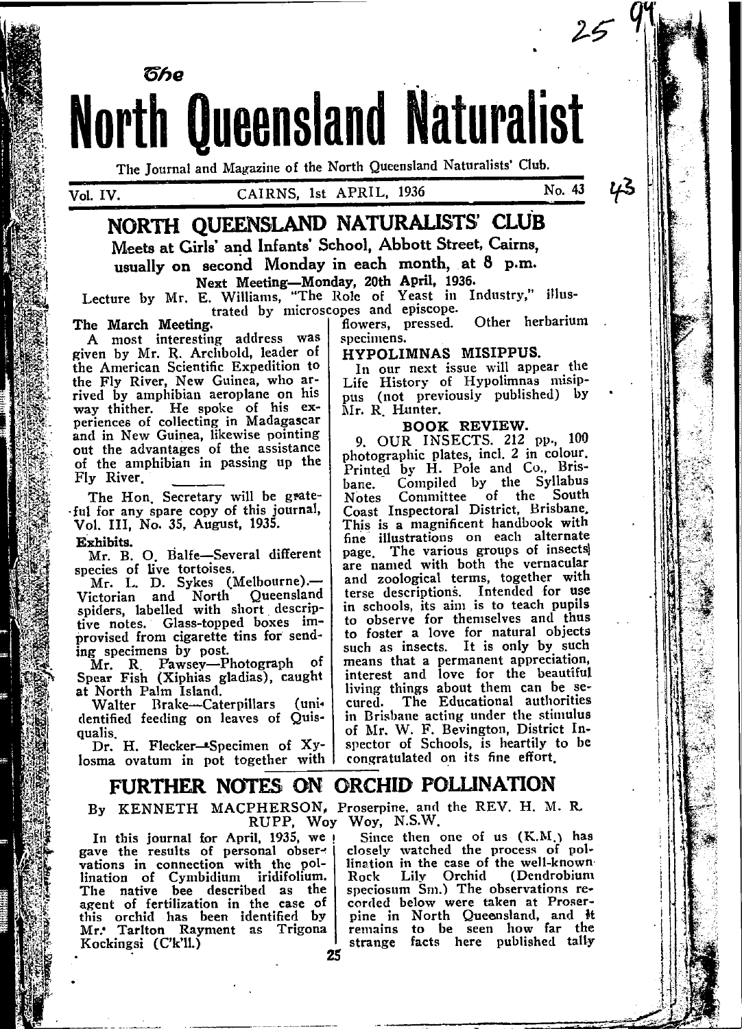# The North Queensland Naturalist

The Journal and Magazine of the North Queensland Naturalists' Club.

Vol. IV. CAIRNS, 1st APRIL, 1936 No. 43

## NORTH QUEENSLAND NATURALISTS' CLUB

**Meets at Girls' and Infants' School, Abbott Street, Cairns, usually on second Monday in each month, at 8 p.m.**

**Next Meeting—Monday, 20th April, 1936.**

Lecture by Mr. E. Williams, "The Role of Yeast in Industry," illustrated by microscopes and episcope.

**The March Meeting.**

A most interesting address was given by Mr. R. Archbold, leader of the American Scientific Expedition to the Fly River, New Guinea, who arrived by amphibian aeroplane on his way thither. He spoke of his experiences of collecting in Madagascar and in New Guinea, likewise pointing out the advantages of the assistance of the amphibian in passing up the Fly River.

The Hon. Secretary will be grateful for any spare copy of this journal, Vol. III, No. 35, August, 1935.

**Exhibits.**

Mr. B. O. Balfe—Several different species of live tortoises.

Mr. L. D. Sykes (Melbourne).—Victorian and North Queensland spiders, labelled with short descriptive notes. Glass-topped boxes improvised from cigarette tins for sending specimens by post.

Mr. R. Pawsey—Photograph of Spear Fish (Xiphias gladias), caught at North Palm Island.

Walter Brake—Caterpillars (unidentified feeding on leaves of Quisqualis.

Dr. H. Flecker—Specimen of Xylosma ovatum in pot together with flowers, pressed. Other herbarium specimens.

**HYPOLIMNAS MISIPPUS.**

In our next issue will appear the Life History of Hypolimnas misippus (not previously published) by Mr. R. Hunter.

**BOOK REVIEW.**

9. OUR INSECTS. 212 pp., 100 photographic plates, incl. 2 in colour. Printed by H. Pole and Co., Brisbane. Compiled by the Syllabus Notes Committee of the South Coast Inspectoral District, Brisbane. This is a magnificent handbook with fine illustrations on each alternate page. The various groups of insects are named with both the vernacular and zoological terms, together with terse descriptions. Intended for use in schools, its aim is to teach pupils to observe for themselves and thus to foster a love for natural objects such as insects. It is only by such means that a permanent appreciation, interest and love for the beautiful living things about them can be secured. The Educational authorities in Brisbane acting under the stimulus of Mr. W. F. Bevington, District Inspector of Schools, is heartily to be congratulated on its fine effort.

## FURTHER NOTES ON ORCHID POLLINATION

By KENNETH MACPHERSON, Proserpine, and the REV. H. M. R. RUPP, Woy Woy, N.S.W.

In this journal for April, 1935, we gave the results of personal observations in connection with the pollination of Cymbidium iridifolium. The native bee described as the agent of fertilization in the case of this orchid has been identified by Mr. Tarlton Rayment as Trigona Kockingsi (C'k'll.)

Since then one of us (K.M.) has closely watched the process of pollination in the case of the well-known Rock Lily Orchid (Dendrobium speciosum Sm.) The observations recorded below were taken at Proserpine in North Queensland, and it remains to be seen how far the strange facts here published tally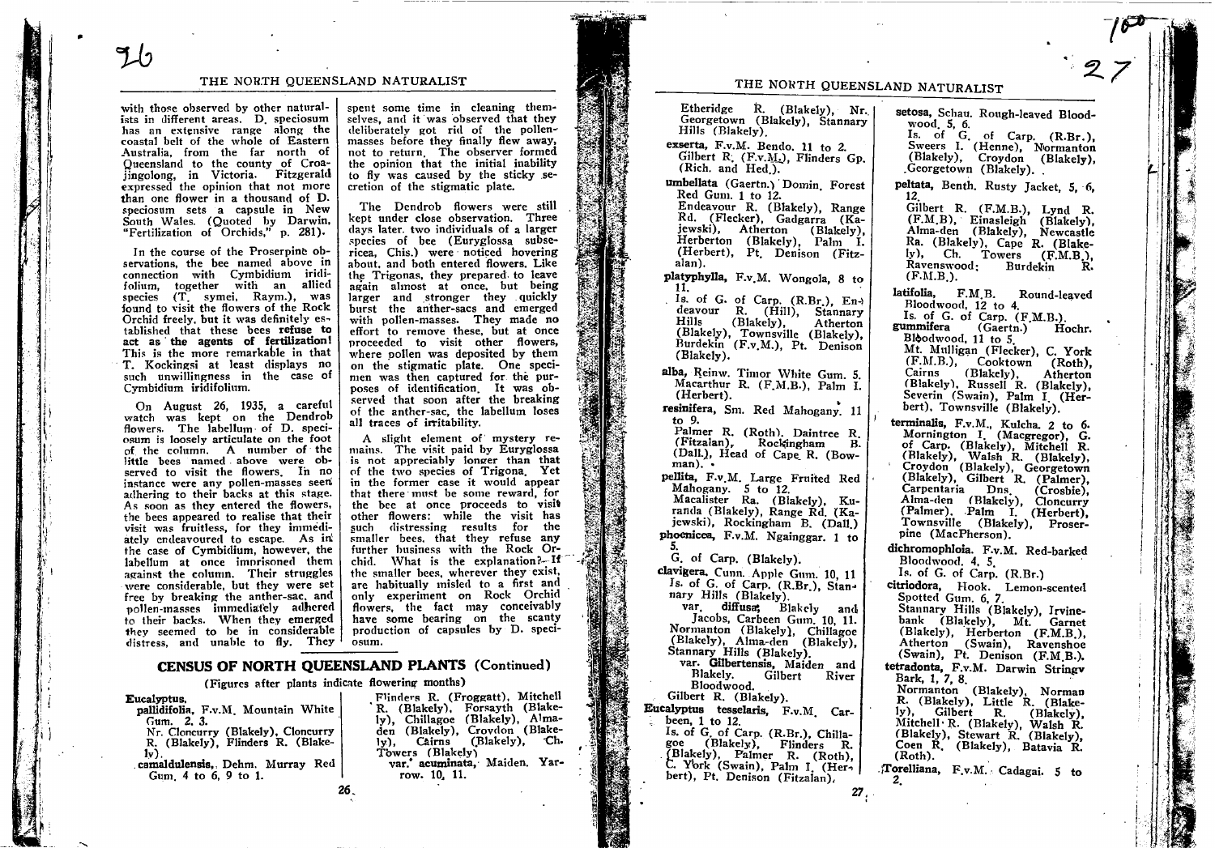with those observed by other naturalists in different areas. D. speciosum has an extensive range along the coastal belt of the whole of Eastern Australia, from the far north of Queensland to the county of Croajingolong, in Victoria. Fitzgerald expressed the opinion that not more than one flower in a thousand of D. speciosum sets a capsule in New South Wales. (Quoted by Darwin, "Fertilization of Orchids," p. 281).

In the course of the Proserpine observations, the bee named above in connection with Cymbidium iridifolium, together with an allied species (T. symei, Raym.), was found to visit the flowers of the Rock Orchid freely, but it was definitely established that these bees **refuse to act as the agents of fertilization!** This is the more remarkable in that T. Kockingsi at least displays no such unwillingness in the case of Cymbidium iridifolium.

On August 26, 1935, a careful watch was kept on the Dendrob flowers. The labellum of D. speciosum is loosely articulate on the foot of the column. A number of the little bees named above were observed to visit the flowers. In no instance were any pollen-masses seen adhering to their backs at this stage. As soon as they entered the flowers, the bees appeared to realise that their visit was fruitless, for they immediately endeavoured to escape. As in the case of Cymbidium, however, the labellum at once imprisoned them against the column. Their struggles were considerable, but they were set free by breaking the anther-sac, and pollen-masses immediately adhered to their backs. When they emerged they seemed to be in considerable distress, and unable to fly. They spent some time in cleaning themselves, and it was observed that they deliberately got rid of the pollen-masses before they finally flew away, not to return. The observer formed the opinion that the initial inability to fly was caused by the sticky secretion of the stigmatic plate.

The Dendrob flowers were still kept under close observation. Three days later, two individuals of a larger species of bee (Euryglossa subsericea, Chis.) were noticed hovering about, and both entered flowers. Like the Trigonas, they prepared to leave again almost at once, but being larger and stronger they quickly burst the anther-sacs and emerged with pollen-masses. They made no effort to remove these, but at once proceeded to visit other flowers, where pollen was deposited by them on the stigmatic plate. One specimen was then captured for the purposes of identification. It was observed that soon after the breaking of the anther-sac, the labellum loses all traces of irritability.

A slight element of mystery remains. The visit paid by Euryglossa is not appreciably longer than that of the two species of Trigona. Yet in the former case it would appear that there must be some reward, for the bee at once proceeds to visit other flowers: while the visit has such distressing results for the smaller bees, that they refuse any further business with the Rock Orchid. What is the explanation?—If the smaller bees, wherever they exist, are habitually misled to a first and only experiment on Rock Orchid flowers, the fact may conceivably have some bearing on the scanty production of capsules by D. speciosum.

## CENSUS OF NORTH QUEENSLAND PLANTS (Continued)

(Figures after plants indicate flowering months)

**Eucalyptus.**

**pallidifolia**, F.v.M. Mountain White Gum. 2, 3.
Nr. Cloncurry (Blakely), Cloncurry R. (Blakely), Flinders R. (Blakely).

**camaldulensis**, Dehm. Murray Red Gum. 4 to 6, 9 to 1.
Flinders R. (Froggatt), Mitchell R. (Blakely), Forsayth (Blakely), Chillagoe (Blakely), Almaden (Blakely), Croydon (Blakely), Cairns (Blakely), Ch. Towers (Blakely)

var. **acuminata**, Maiden. Yarrow. 10, 11.
Etheridge R. (Blakely), Nr. Georgetown (Blakely), Stannary Hills (Blakely).

**exserta**, F.v.M. Bendo. 11 to 2.
Gilbert R. (F.v.M.), Flinders Gp. (Rich. and Hed.).

**umbellata** (Gaertn.) Domin. Forest Red Gum. 1 to 12.
Endeavour R. (Blakely), Range Rd. (Flecker), Gadgarra (Kajewski), Atherton (Blakely), Herberton (Blakely), Palm I. (Herbert), Pt. Denison (Fitzalan).

**platyphylla**, F.v.M. Wongola, 8 to 11.
Is. of G. of Carp. (R.Br.), Endeavour R. (Hill), Stannary Hills (Blakely), Atherton (Blakely), Townsville (Blakely), Burdekin (F.v.M.), Pt. Denison (Blakely).

**alba**, Reinw. Timor White Gum. 5.
Macarthur R. (F.M.B.), Palm I. (Herbert).

**resinifera**, Sm. Red Mahogany. 11 to 9.
Palmer R. (Roth). Daintree R. (Fitzalan), Rockingham B. (Dall.), Head of Cape R. (Bowman).

**pellita**, F.v.M. Large Fruited Red Mahogany. 5 to 12.
Macalister Ra. (Blakely), Kuranda (Blakely), Range Rd. (Kajewski), Rockingham B. (Dall.)

**phoenicea**, F.v.M. Ngainggar. 1 to 5.
G. of Carp. (Blakely).

**clavigera**, Cunn. Apple Gum. 10, 11
Is. of G. of Carp. (R.Br.), Stannary Hills (Blakely).

var. **diffusa**, Blakely and Jacobs, Carbeen Gum. 10, 11.
Normanton (Blakely), Chillagoe (Blakely), Alma-den (Blakely), Stannary Hills (Blakely).

var. **Gilbertensis**, Maiden and Blakely. Gilbert River Bloodwood.
Gilbert R. (Blakely).

**Eucalyptus tesselaris**, F.v.M. Carbeen, 1 to 12.
Is. of G. of Carp. (R.Br.), Chillagoe (Blakely), Flinders R. (Blakely), Palmer R. (Roth), C. York (Swain), Palm I. (Herbert), Pt. Denison (Fitzalan).

**setosa**, Schau. Rough-leaved Bloodwood. 5, 6.
Is. of G. of Carp. (R.Br.), Sweers I. (Henne), Normanton (Blakely), Croydon (Blakely), Georgetown (Blakely).

**peltata**, Benth. Rusty Jacket, 5, 6, 12.
Gilbert R. (F.M.B.), Lynd R. (F.M.B), Einasleigh (Blakely), Alma-den (Blakely), Newcastle Ra. (Blakely), Cape R. (Blakely), Ch. Towers (F.M.B.), Ravenswood; Burdekin R. (F.M.B.).

**latifolia**, F.M.B. Round-leaved Bloodwood, 12 to 4.
Is. of G. of Carp. (F.M.B.).

**gummifera** (Gaertn.) Hochr. Bloodwood, 11 to 5.
Mt. Mulligan (Flecker), C. York (F.M.B.), Cooktown (Roth), Cairns (Blakely), Atherton (Blakely), Russell R. (Blakely), Severin (Swain), Palm I. (Herbert), Townsville (Blakely).

**terminalis**, F.v.M., Kulcha. 2 to 6.
Mornington I. (Macgregor), G. of Carp. (Blakely), Mitchell R. (Blakely), Walsh R. (Blakely), Croydon (Blakely), Georgetown (Blakely), Gilbert R. (Palmer), Carpentaria Dns. (Crosbie), Alma-den (Blakely), Cloncurry (Palmer), Palm I. (Herbert), Townsville (Blakely), Proserpine (MacPherson).

**dichromophloia**, F.v.M. Red-barked Bloodwood. 4, 5.
Is. of G. of Carp. (R.Br.)

**citriodora**, Hook. Lemon-scented Spotted Gum. 6, 7.
Stannary Hills (Blakely), Irvinebank (Blakely), Mt. Garnet (Blakely), Herberton (F.M.B.), Atherton (Swain), Ravenshoe (Swain), Pt. Denison (F.M.B.).

**tetradonta**, F.v.M. Darwin Stringy Bark, 1, 7, 8.
Normanton (Blakely), Norman R. (Blakely), Little R. (Blakely), Gilbert R. (Blakely), Mitchell R. (Blakely), Walsh R. (Blakely), Stewart R. (Blakely), Coen R. (Blakely), Batavia R. (Roth).

**Torelliana**, F.v.M. Cadagai. 5 to 2.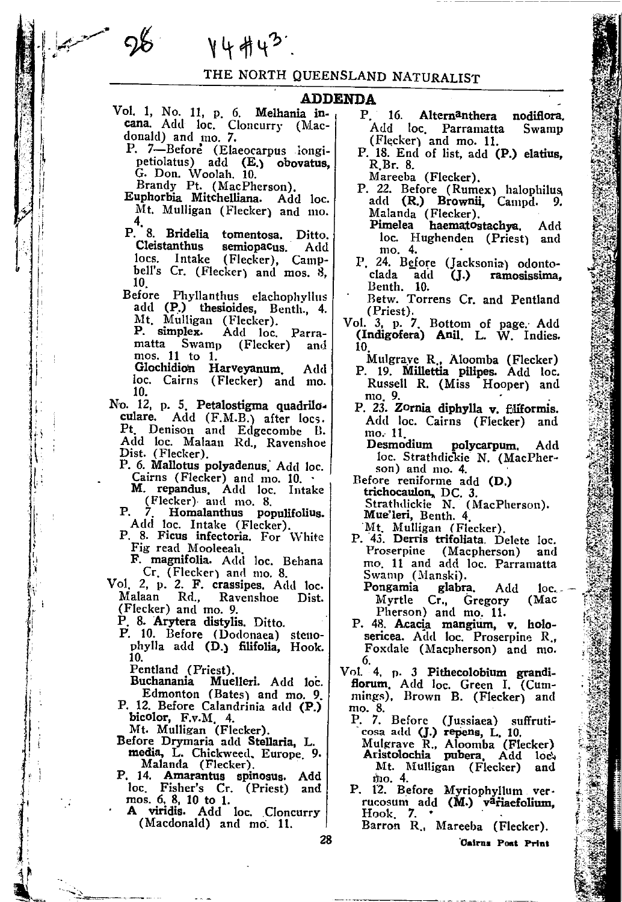## ADDENDA

Vol. 1, No. 11, p. 6. **Melhania incana.** Add loc. Cloncurry (Macdonald) and mo. 7.

P. 7—Before (Elaeocarpus longipetiolatus) add **(E.) obovatus,** G. Don. Woolah. 10.

Brandy Pt. (MacPherson).

**Euphorbia Mitchelliana.** Add loc. Mt. Mulligan (Flecker) and mo. 4.

P. 8. **Bridelia tomentosa.** Ditto. **Cleistanthus semiopacus.** Add locs. Intake (Flecker), Campbell's Cr. (Flecker) and mos. 8, 10.

Before Phyllanthus elachophyllus add **(P.) thesioides,** Benth., 4. Mt. Mulligan (Flecker).

**P. simplex.** Add loc. Parramatta Swamp (Flecker) and mos. 11 to 1.

**Glochidion Harveyanum.** Add loc. Cairns (Flecker) and mo. 10.

No. 12, p. 5. **Petalostigma quadriloculare.** Add (F.M.B.) after locs. Pt. Denison and Edgecombe B. Add loc. Malaan Rd., Ravenshoe Dist. (Flecker).

P. 6. **Mallotus polyadenus.** Add loc. Cairns (Flecker) and mo. 10.

**M. repandus.** Add loc. Intake (Flecker) and mo. 8.

P. 7. **Homalanthus populifolius.** Add loc. Intake (Flecker).

P. 8. **Ficus infectoria.** For White Fig read Mooleeah.

**F. magnifolia.** Add loc. Behana Cr. (Flecker) and mo. 8.

Vol. 2, p. 2. **F. crassipes.** Add loc. Malaan Rd., Ravenshoe Dist. (Flecker) and mo. 9.

P. 8. **Arytera distylis.** Ditto.

P. 10. Before (Dodonaea) stenophylla add **(D.) filifolia,** Hook. 10.

Pentland (Priest).

**Buchanania Muelleri.** Add loc. Edmonton (Bates) and mo. 9.

P. 12. Before Calandrinia add **(P.) bicolor,** F.v.M. 4.

Mt. Mulligan (Flecker).

Before Drymaria add **Stellaria,** L. **media,** L. Chickweed. Europe. 9. Malanda (Flecker).

P. 14. **Amarantus spinosus.** Add loc. Fisher's Cr. (Priest) and mos. 6, 8, 10 to 1.

**A viridis.** Add loc. Cloncurry (Macdonald) and mo. 11.

P. 16. **Alternanthera nodiflora.** Add loc. Parramatta Swamp (Flecker) and mo. 11.

P. 18. End of list, add **(P.) elatius,** R.Br. 8.

Mareeba (Flecker).

P. 22. Before (Rumex) halophilus add **(R.) Brownii,** Campd. 9. Malanda (Flecker).

**Pimelea haematostachya.** Add loc. Hughenden (Priest) and mo. 4.

P. 24. Before (Jacksonia) odontoclada add **(J.) ramosissima,** Benth. 10.

Betw. Torrens Cr. and Pentland (Priest).

Vol. 3, p. 7. Bottom of page. Add **(Indigofera) Anil.** L. W. Indies. 10.

Mulgrave R., Aloomba (Flecker)

P. 19. **Milletia pilipes.** Add loc. Russell R. (Miss Hooper) and mo. 9.

P. 23. **Zornia diphylla v. filiformis.** Add loc. Cairns (Flecker) and mo. 11.

**Desmodium polycarpum.** Add loc. Strathdickie N. (MacPherson) and mo. 4.

Before reniforme add **(D.) trichocaulon,** DC. 3.

Strathdickie N. (MacPherson).

**Mue'leri,** Benth. 4.

Mt. Mulligan (Flecker).

P. 43. **Derris trifoliata.** Delete loc. Proserpine (Macpherson) and mo. 11 and add loc. Parramatta Swamp (Manski).

**Pongamia glabra.** Add loc. Myrtle Cr., Gregory (Mac Pherson) and mo. 11.

P. 48. **Acacia mangium, v. holosericea.** Add loc. Proserpine R., Foxdale (Macpherson) and mo. 6.

Vol. 4, p. 3 **Pithecolobium grandiflorum.** Add loc. Green I. (Cummings), Brown B. (Flecker) and mo. 8.

P. 7. Before (Jussiaea) suffruticosa add **(J.) repens,** L. 10.

Mulgrave R., Aloomba (Flecker)

**Aristolochia pubera.** Add loc. Mt. Mulligan (Flecker) and mo. 4.

P. 12. Before Myriophyllum verrucosum add **(M.) variaefolium,** Hook. 7.

Barron R., Mareeba (Flecker).

Cairns Post Print